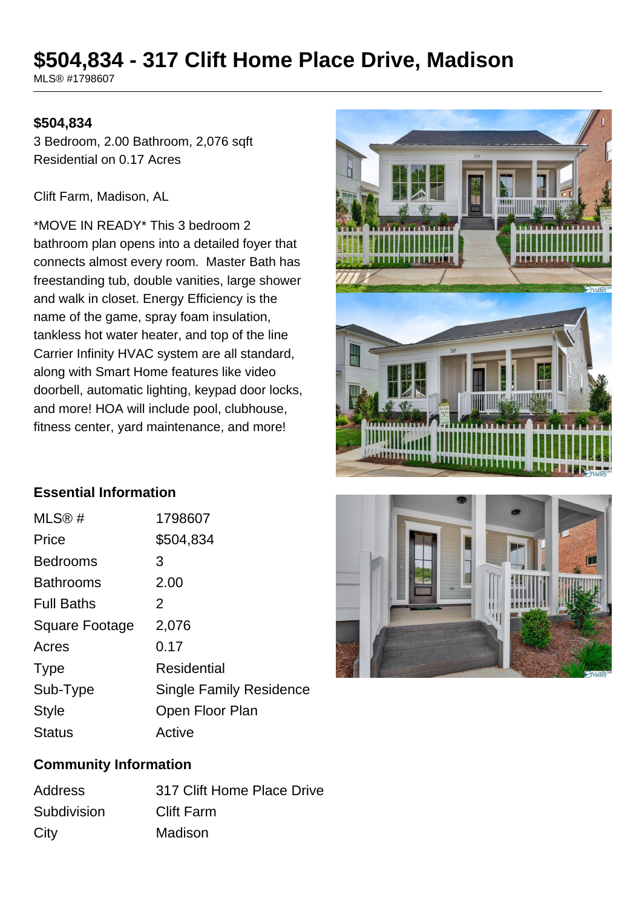# $504,834 - 317 Clift Home Place Drive, Madison

MLS® #1798607

**$504,834**

3 Bedroom, 2.00 Bathroom, 2,076 sqft
Residential on 0.17 Acres

Clift Farm, Madison, AL

*MOVE IN READY* This 3 bedroom 2 bathroom plan opens into a detailed foyer that connects almost every room. Master Bath has freestanding tub, double vanities, large shower and walk in closet. Energy Efficiency is the name of the game, spray foam insulation, tankless hot water heater, and top of the line Carrier Infinity HVAC system are all standard, along with Smart Home features like video doorbell, automatic lighting, keypad door locks, and more! HOA will include pool, clubhouse, fitness center, yard maintenance, and more!

## Essential Information

| | |
|---|---|
| MLS® # | 1798607 |
| Price | $504,834 |
| Bedrooms | 3 |
| Bathrooms | 2.00 |
| Full Baths | 2 |
| Square Footage | 2,076 |
| Acres | 0.17 |
| Type | Residential |
| Sub-Type | Single Family Residence |
| Style | Open Floor Plan |
| Status | Active |

## Community Information

| | |
|---|---|
| Address | 317 Clift Home Place Drive |
| Subdivision | Clift Farm |
| City | Madison |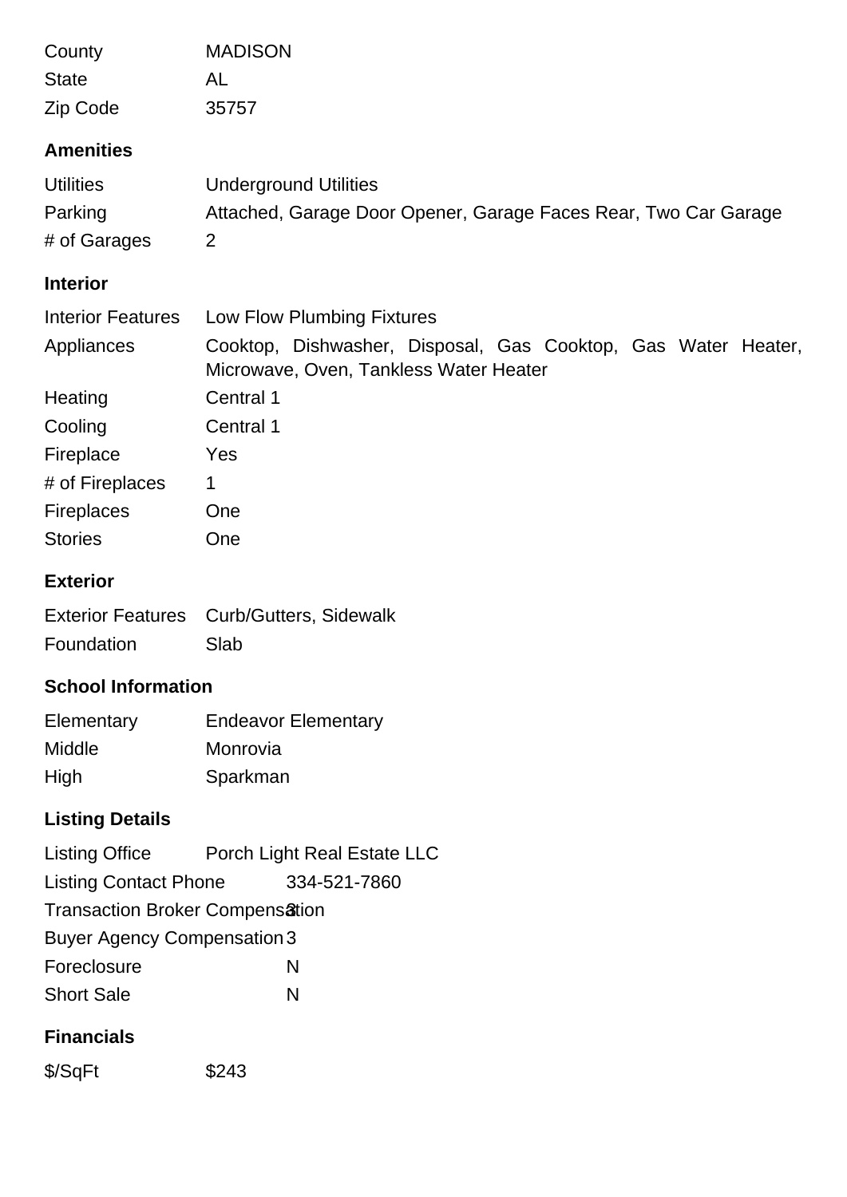| | |
|---|---|
| County | MADISON |
| State | AL |
| Zip Code | 35757 |

### Amenities

| | |
|---|---|
| Utilities | Underground Utilities |
| Parking | Attached, Garage Door Opener, Garage Faces Rear, Two Car Garage |
| # of Garages | 2 |

### Interior

| | |
|---|---|
| Interior Features | Low Flow Plumbing Fixtures |
| Appliances | Cooktop, Dishwasher, Disposal, Gas Cooktop, Gas Water Heater, Microwave, Oven, Tankless Water Heater |
| Heating | Central 1 |
| Cooling | Central 1 |
| Fireplace | Yes |
| # of Fireplaces | 1 |
| Fireplaces | One |
| Stories | One |

### Exterior

| | |
|---|---|
| Exterior Features | Curb/Gutters, Sidewalk |
| Foundation | Slab |

### School Information

| | |
|---|---|
| Elementary | Endeavor Elementary |
| Middle | Monrovia |
| High | Sparkman |

### Listing Details

| | |
|---|---|
| Listing Office | Porch Light Real Estate LLC |
| Listing Contact Phone | 334-521-7860 |
| Transaction Broker Compensation | 3 |
| Buyer Agency Compensation | 3 |
| Foreclosure | N |
| Short Sale | N |

### Financials

| | |
|---|---|
| $/SqFt | $243 |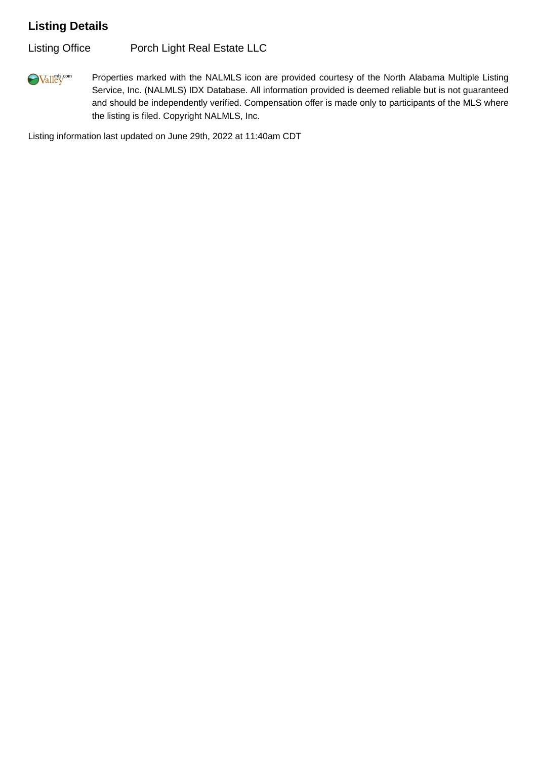## Listing Details

Listing Office Porch Light Real Estate LLC

Properties marked with the NALMLS icon are provided courtesy of the North Alabama Multiple Listing Service, Inc. (NALMLS) IDX Database. All information provided is deemed reliable but is not guaranteed and should be independently verified. Compensation offer is made only to participants of the MLS where the listing is filed. Copyright NALMLS, Inc.

Listing information last updated on June 29th, 2022 at 11:40am CDT